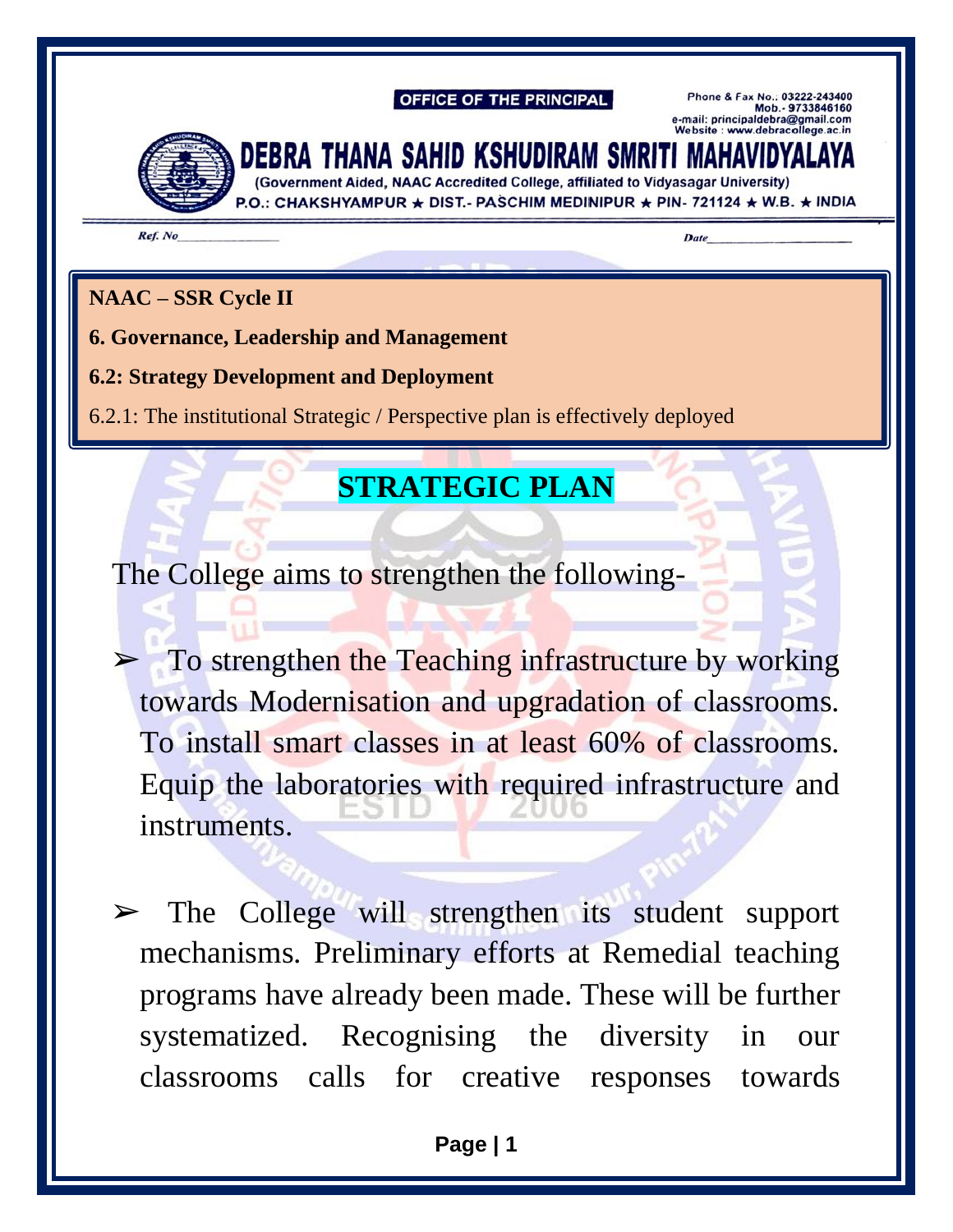OFFICE OF THE PRINCIPAL

Phone & Fax No.: 03222-243400
Mob.- 9733846160
e-mail: principaldebra@gmail.com
Website : www.debracollege.ac.in

# DEBRA THANA SAHID KSHUDIRAM SMRITI MAHAVIDYALAYA

(Government Aided, NAAC Accredited College, affiliated to Vidyasagar University)

P.O.: CHAKSHYAMPUR ★ DIST.- PASCHIM MEDINIPUR ★ PIN- 721124 ★ W.B. ★ INDIA

*Ref. No*\_\_\_\_\_\_\_\_\_\_\_\_\_\_\_ *Date*\_\_\_\_\_\_\_\_\_\_\_\_\_\_\_

**NAAC – SSR Cycle II**

**6. Governance, Leadership and Management**

**6.2: Strategy Development and Deployment**

6.2.1: The institutional Strategic / Perspective plan is effectively deployed

## STRATEGIC PLAN

The College aims to strengthen the following-

- To strengthen the Teaching infrastructure by working towards Modernisation and upgradation of classrooms. To install smart classes in at least 60% of classrooms. Equip the laboratories with required infrastructure and instruments.

- The College will strengthen its student support mechanisms. Preliminary efforts at Remedial teaching programs have already been made. These will be further systematized. Recognising the diversity in our classrooms calls for creative responses towards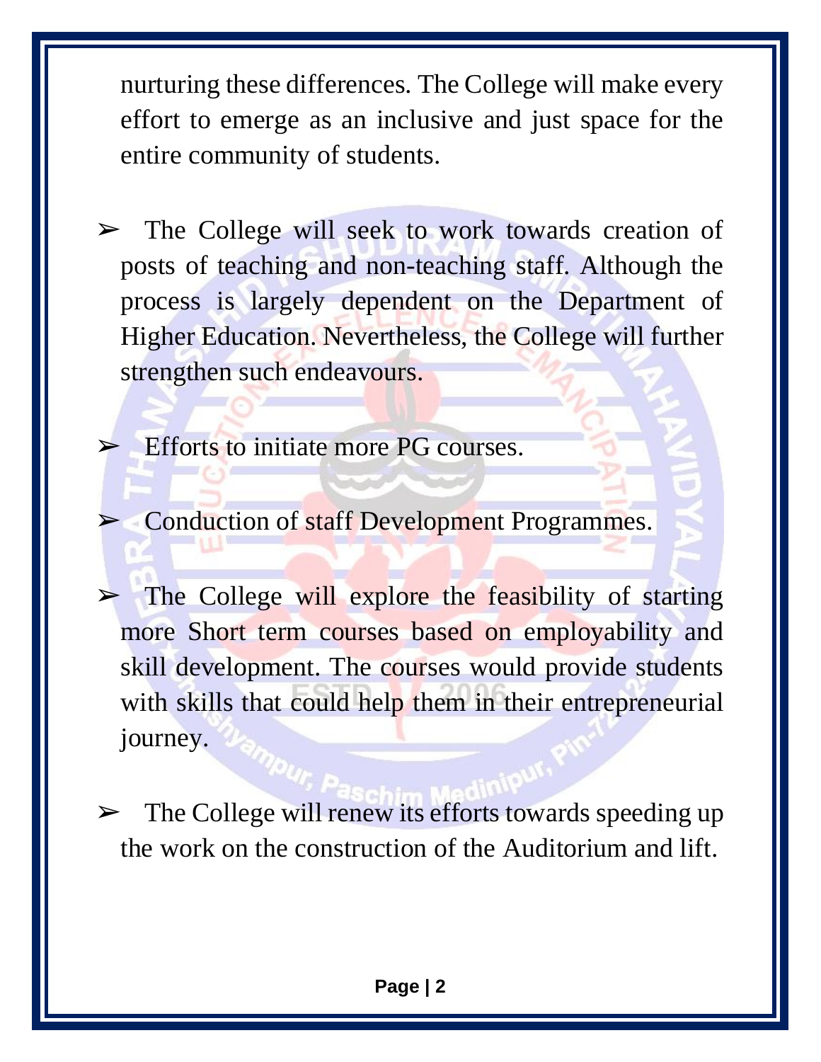nurturing these differences. The College will make every effort to emerge as an inclusive and just space for the entire community of students.

- The College will seek to work towards creation of posts of teaching and non-teaching staff. Although the process is largely dependent on the Department of Higher Education. Nevertheless, the College will further strengthen such endeavours.
- Efforts to initiate more PG courses.
- Conduction of staff Development Programmes.
- The College will explore the feasibility of starting more Short term courses based on employability and skill development. The courses would provide students with skills that could help them in their entrepreneurial journey.
- The College will renew its efforts towards speeding up the work on the construction of the Auditorium and lift.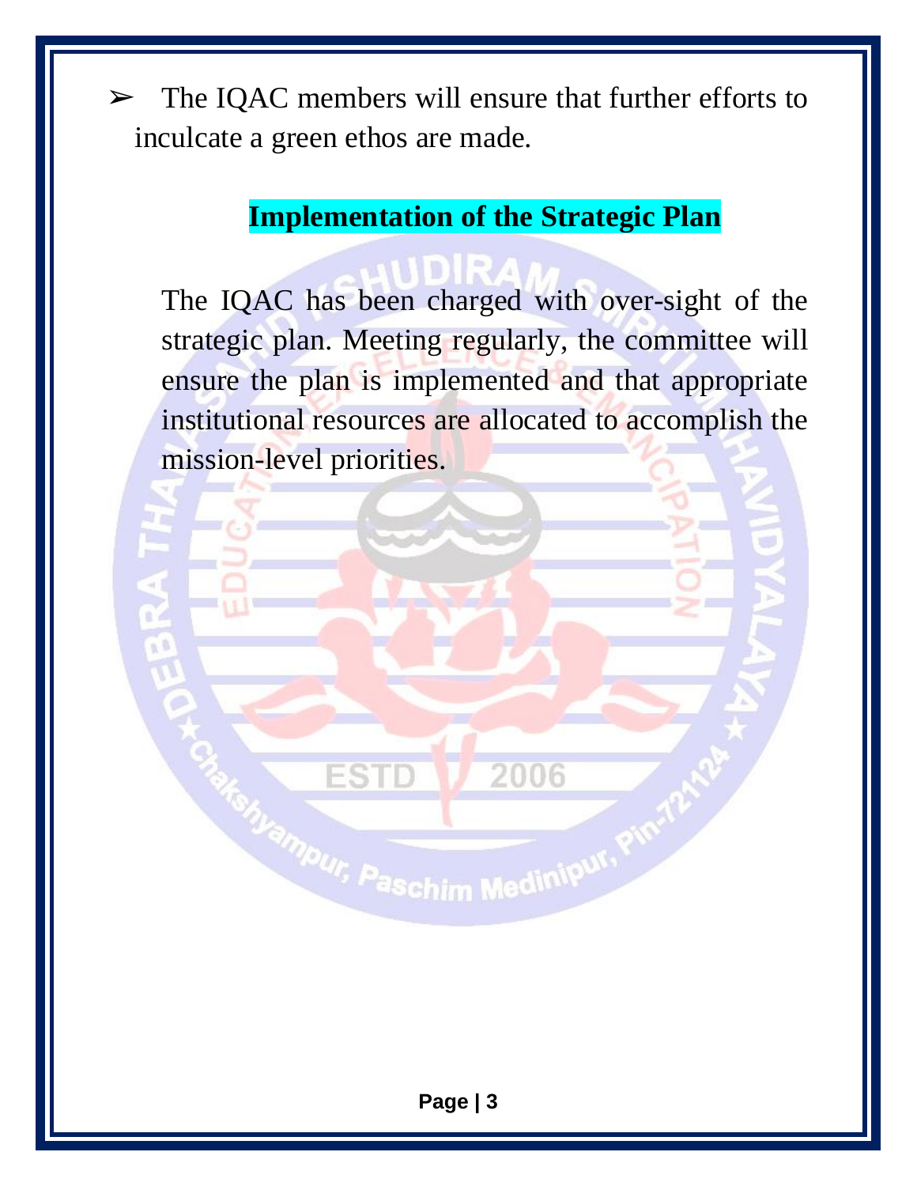- The IQAC members will ensure that further efforts to inculcate a green ethos are made.

## Implementation of the Strategic Plan

The IQAC has been charged with over-sight of the strategic plan. Meeting regularly, the committee will ensure the plan is implemented and that appropriate institutional resources are allocated to accomplish the mission-level priorities.